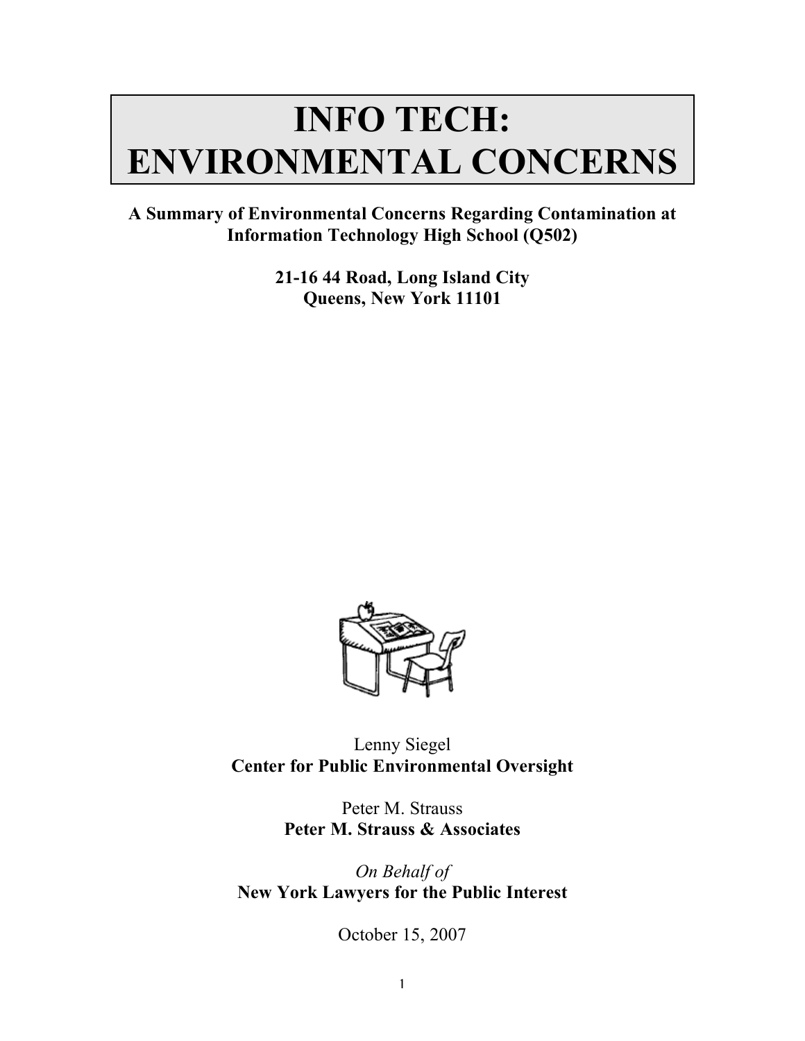# INFO TECH: ENVIRONMENTAL CONCERNS

**A Summary of Environmental Concerns Regarding Contamination at Information Technology High School (Q502)**

**21-16 44 Road, Long Island City**
**Queens, New York 11101**

Lenny Siegel
**Center for Public Environmental Oversight**

Peter M. Strauss
**Peter M. Strauss & Associates**

*On Behalf of*
**New York Lawyers for the Public Interest**

October 15, 2007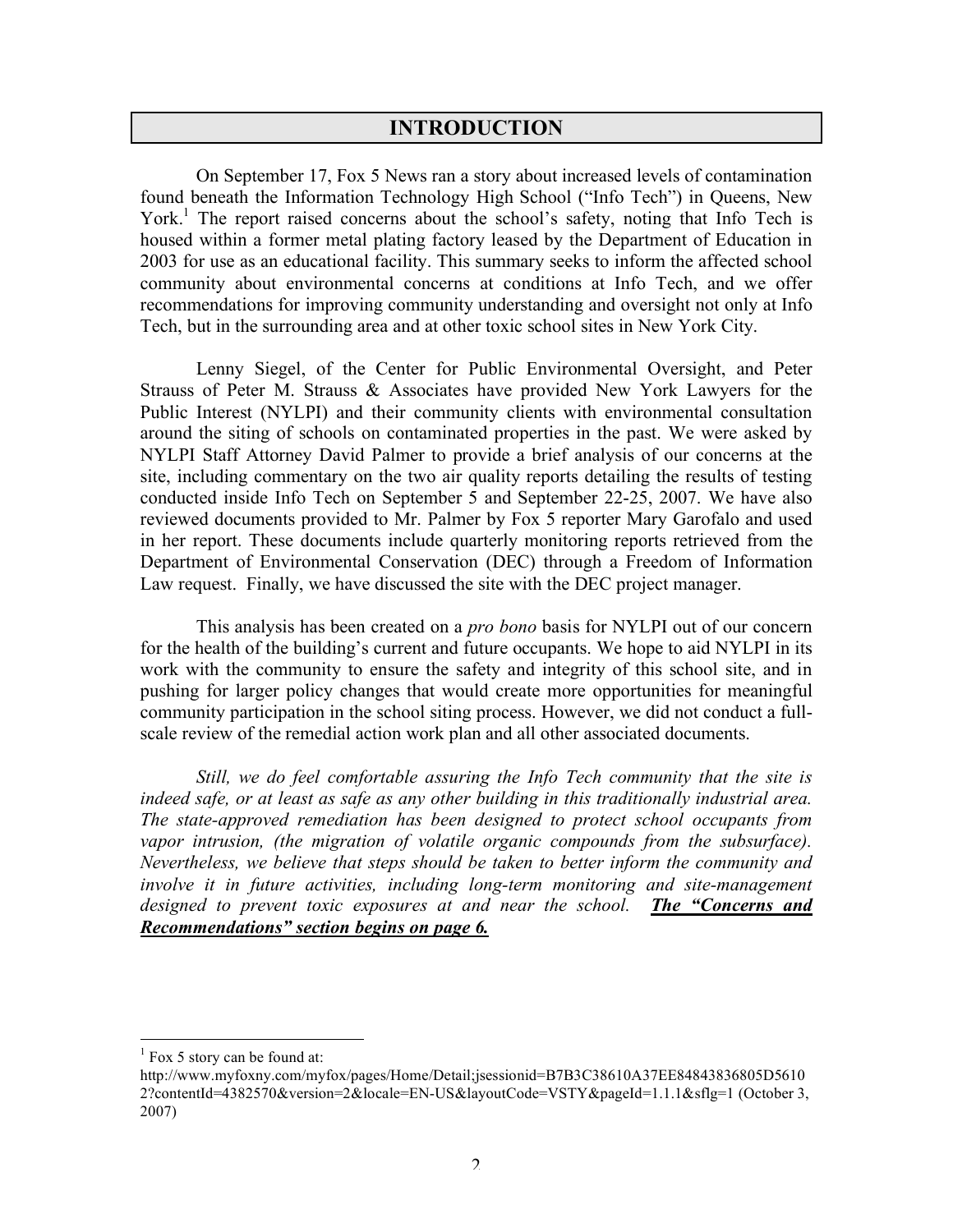# INTRODUCTION

On September 17, Fox 5 News ran a story about increased levels of contamination found beneath the Information Technology High School ("Info Tech") in Queens, New York.[1] The report raised concerns about the school's safety, noting that Info Tech is housed within a former metal plating factory leased by the Department of Education in 2003 for use as an educational facility. This summary seeks to inform the affected school community about environmental concerns at conditions at Info Tech, and we offer recommendations for improving community understanding and oversight not only at Info Tech, but in the surrounding area and at other toxic school sites in New York City.

Lenny Siegel, of the Center for Public Environmental Oversight, and Peter Strauss of Peter M. Strauss & Associates have provided New York Lawyers for the Public Interest (NYLPI) and their community clients with environmental consultation around the siting of schools on contaminated properties in the past. We were asked by NYLPI Staff Attorney David Palmer to provide a brief analysis of our concerns at the site, including commentary on the two air quality reports detailing the results of testing conducted inside Info Tech on September 5 and September 22-25, 2007. We have also reviewed documents provided to Mr. Palmer by Fox 5 reporter Mary Garofalo and used in her report. These documents include quarterly monitoring reports retrieved from the Department of Environmental Conservation (DEC) through a Freedom of Information Law request. Finally, we have discussed the site with the DEC project manager.

This analysis has been created on a *pro bono* basis for NYLPI out of our concern for the health of the building's current and future occupants. We hope to aid NYLPI in its work with the community to ensure the safety and integrity of this school site, and in pushing for larger policy changes that would create more opportunities for meaningful community participation in the school siting process. However, we did not conduct a full-scale review of the remedial action work plan and all other associated documents.

*Still, we do feel comfortable assuring the Info Tech community that the site is indeed safe, or at least as safe as any other building in this traditionally industrial area. The state-approved remediation has been designed to protect school occupants from vapor intrusion, (the migration of volatile organic compounds from the subsurface). Nevertheless, we believe that steps should be taken to better inform the community and involve it in future activities, including long-term monitoring and site-management designed to prevent toxic exposures at and near the school.* ***The "Concerns and Recommendations" section begins on page 6.***

---

[1] Fox 5 story can be found at: http://www.myfoxny.com/myfox/pages/Home/Detail;jsessionid=B7B3C38610A37EE84843836805D56102?contentId=4382570&version=2&locale=EN-US&layoutCode=VSTY&pageId=1.1.1&sflg=1 (October 3, 2007)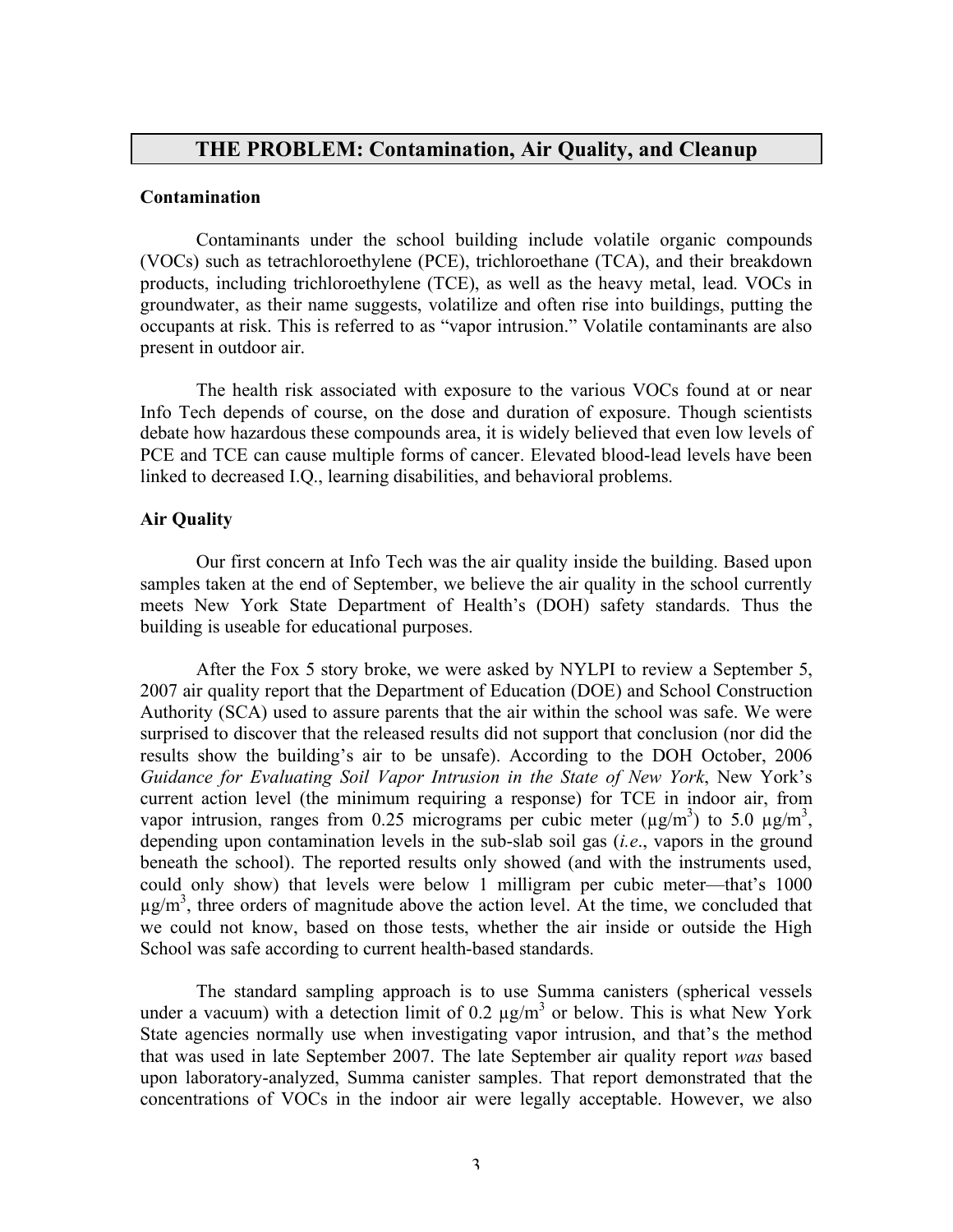## THE PROBLEM: Contamination, Air Quality, and Cleanup

**Contamination**

Contaminants under the school building include volatile organic compounds (VOCs) such as tetrachloroethylene (PCE), trichloroethane (TCA), and their breakdown products, including trichloroethylene (TCE), as well as the heavy metal, lead. VOCs in groundwater, as their name suggests, volatilize and often rise into buildings, putting the occupants at risk. This is referred to as "vapor intrusion." Volatile contaminants are also present in outdoor air.

The health risk associated with exposure to the various VOCs found at or near Info Tech depends of course, on the dose and duration of exposure. Though scientists debate how hazardous these compounds area, it is widely believed that even low levels of PCE and TCE can cause multiple forms of cancer. Elevated blood-lead levels have been linked to decreased I.Q., learning disabilities, and behavioral problems.

**Air Quality**

Our first concern at Info Tech was the air quality inside the building. Based upon samples taken at the end of September, we believe the air quality in the school currently meets New York State Department of Health's (DOH) safety standards. Thus the building is useable for educational purposes.

After the Fox 5 story broke, we were asked by NYLPI to review a September 5, 2007 air quality report that the Department of Education (DOE) and School Construction Authority (SCA) used to assure parents that the air within the school was safe. We were surprised to discover that the released results did not support that conclusion (nor did the results show the building's air to be unsafe). According to the DOH October, 2006 *Guidance for Evaluating Soil Vapor Intrusion in the State of New York*, New York's current action level (the minimum requiring a response) for TCE in indoor air, from vapor intrusion, ranges from 0.25 micrograms per cubic meter ($\mu g/m^3$) to 5.0 $\mu g/m^3$, depending upon contamination levels in the sub-slab soil gas (*i.e*., vapors in the ground beneath the school). The reported results only showed (and with the instruments used, could only show) that levels were below 1 milligram per cubic meter—that's 1000 $\mu g/m^3$, three orders of magnitude above the action level. At the time, we concluded that we could not know, based on those tests, whether the air inside or outside the High School was safe according to current health-based standards.

The standard sampling approach is to use Summa canisters (spherical vessels under a vacuum) with a detection limit of 0.2 $\mu g/m^3$ or below. This is what New York State agencies normally use when investigating vapor intrusion, and that's the method that was used in late September 2007. The late September air quality report *was* based upon laboratory-analyzed, Summa canister samples. That report demonstrated that the concentrations of VOCs in the indoor air were legally acceptable. However, we also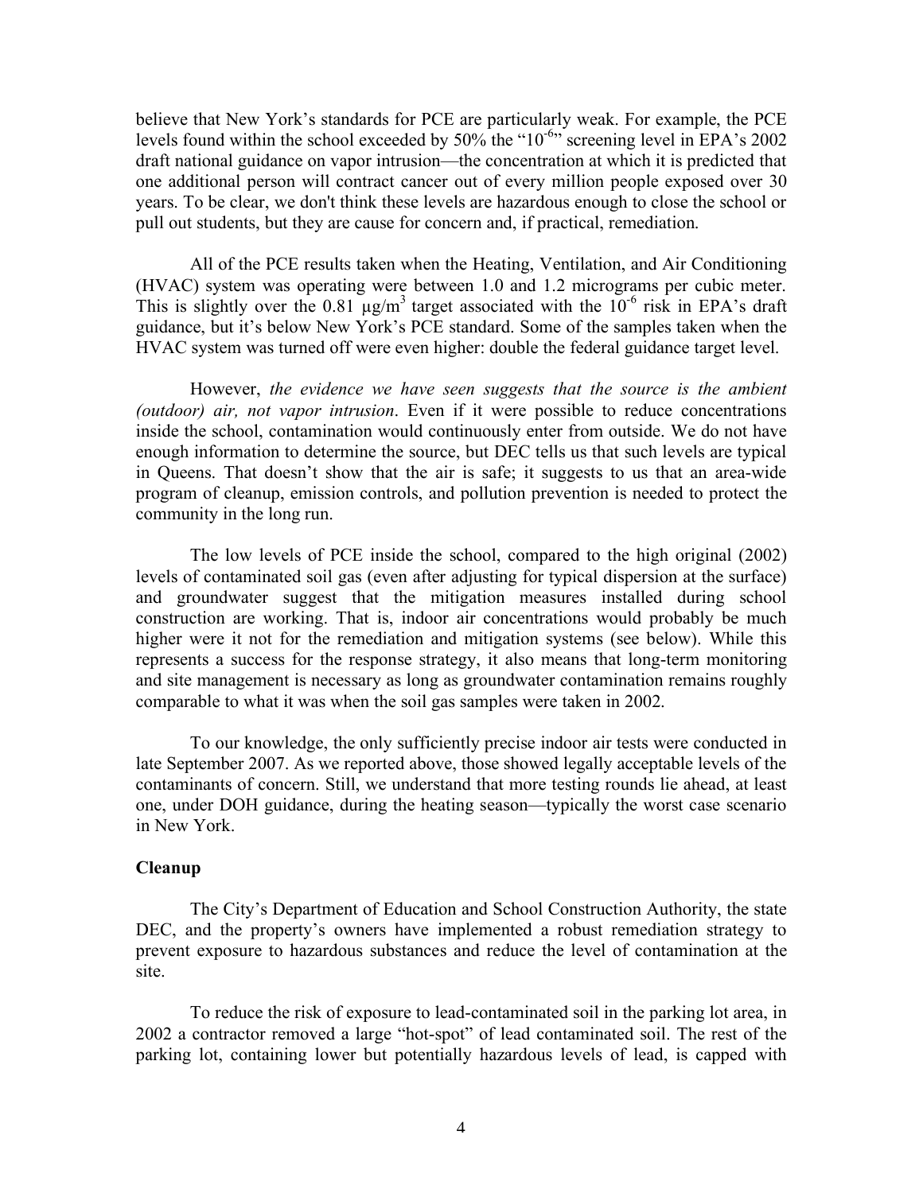believe that New York's standards for PCE are particularly weak. For example, the PCE levels found within the school exceeded by 50% the "$10^{-6}$" screening level in EPA's 2002 draft national guidance on vapor intrusion—the concentration at which it is predicted that one additional person will contract cancer out of every million people exposed over 30 years. To be clear, we don't think these levels are hazardous enough to close the school or pull out students, but they are cause for concern and, if practical, remediation.

All of the PCE results taken when the Heating, Ventilation, and Air Conditioning (HVAC) system was operating were between 1.0 and 1.2 micrograms per cubic meter. This is slightly over the 0.81 $\mu g/m^3$ target associated with the $10^{-6}$ risk in EPA's draft guidance, but it's below New York's PCE standard. Some of the samples taken when the HVAC system was turned off were even higher: double the federal guidance target level.

However, *the evidence we have seen suggests that the source is the ambient (outdoor) air, not vapor intrusion*. Even if it were possible to reduce concentrations inside the school, contamination would continuously enter from outside. We do not have enough information to determine the source, but DEC tells us that such levels are typical in Queens. That doesn't show that the air is safe; it suggests to us that an area-wide program of cleanup, emission controls, and pollution prevention is needed to protect the community in the long run.

The low levels of PCE inside the school, compared to the high original (2002) levels of contaminated soil gas (even after adjusting for typical dispersion at the surface) and groundwater suggest that the mitigation measures installed during school construction are working. That is, indoor air concentrations would probably be much higher were it not for the remediation and mitigation systems (see below). While this represents a success for the response strategy, it also means that long-term monitoring and site management is necessary as long as groundwater contamination remains roughly comparable to what it was when the soil gas samples were taken in 2002.

To our knowledge, the only sufficiently precise indoor air tests were conducted in late September 2007. As we reported above, those showed legally acceptable levels of the contaminants of concern. Still, we understand that more testing rounds lie ahead, at least one, under DOH guidance, during the heating season—typically the worst case scenario in New York.

## Cleanup

The City's Department of Education and School Construction Authority, the state DEC, and the property's owners have implemented a robust remediation strategy to prevent exposure to hazardous substances and reduce the level of contamination at the site.

To reduce the risk of exposure to lead-contaminated soil in the parking lot area, in 2002 a contractor removed a large "hot-spot" of lead contaminated soil. The rest of the parking lot, containing lower but potentially hazardous levels of lead, is capped with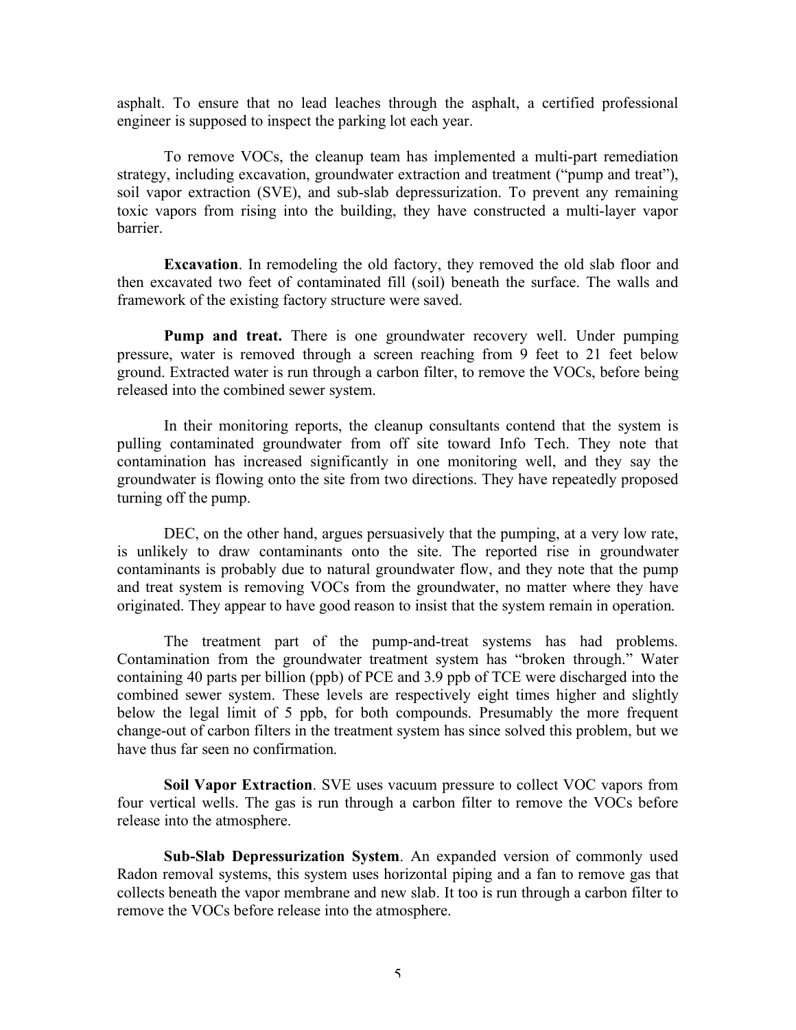asphalt. To ensure that no lead leaches through the asphalt, a certified professional engineer is supposed to inspect the parking lot each year.

To remove VOCs, the cleanup team has implemented a multi-part remediation strategy, including excavation, groundwater extraction and treatment ("pump and treat"), soil vapor extraction (SVE), and sub-slab depressurization. To prevent any remaining toxic vapors from rising into the building, they have constructed a multi-layer vapor barrier.

**Excavation**. In remodeling the old factory, they removed the old slab floor and then excavated two feet of contaminated fill (soil) beneath the surface. The walls and framework of the existing factory structure were saved.

**Pump and treat.** There is one groundwater recovery well. Under pumping pressure, water is removed through a screen reaching from 9 feet to 21 feet below ground. Extracted water is run through a carbon filter, to remove the VOCs, before being released into the combined sewer system.

In their monitoring reports, the cleanup consultants contend that the system is pulling contaminated groundwater from off site toward Info Tech. They note that contamination has increased significantly in one monitoring well, and they say the groundwater is flowing onto the site from two directions. They have repeatedly proposed turning off the pump.

DEC, on the other hand, argues persuasively that the pumping, at a very low rate, is unlikely to draw contaminants onto the site. The reported rise in groundwater contaminants is probably due to natural groundwater flow, and they note that the pump and treat system is removing VOCs from the groundwater, no matter where they have originated. They appear to have good reason to insist that the system remain in operation.

The treatment part of the pump-and-treat systems has had problems. Contamination from the groundwater treatment system has "broken through." Water containing 40 parts per billion (ppb) of PCE and 3.9 ppb of TCE were discharged into the combined sewer system. These levels are respectively eight times higher and slightly below the legal limit of 5 ppb, for both compounds. Presumably the more frequent change-out of carbon filters in the treatment system has since solved this problem, but we have thus far seen no confirmation.

**Soil Vapor Extraction**. SVE uses vacuum pressure to collect VOC vapors from four vertical wells. The gas is run through a carbon filter to remove the VOCs before release into the atmosphere.

**Sub-Slab Depressurization System**. An expanded version of commonly used Radon removal systems, this system uses horizontal piping and a fan to remove gas that collects beneath the vapor membrane and new slab. It too is run through a carbon filter to remove the VOCs before release into the atmosphere.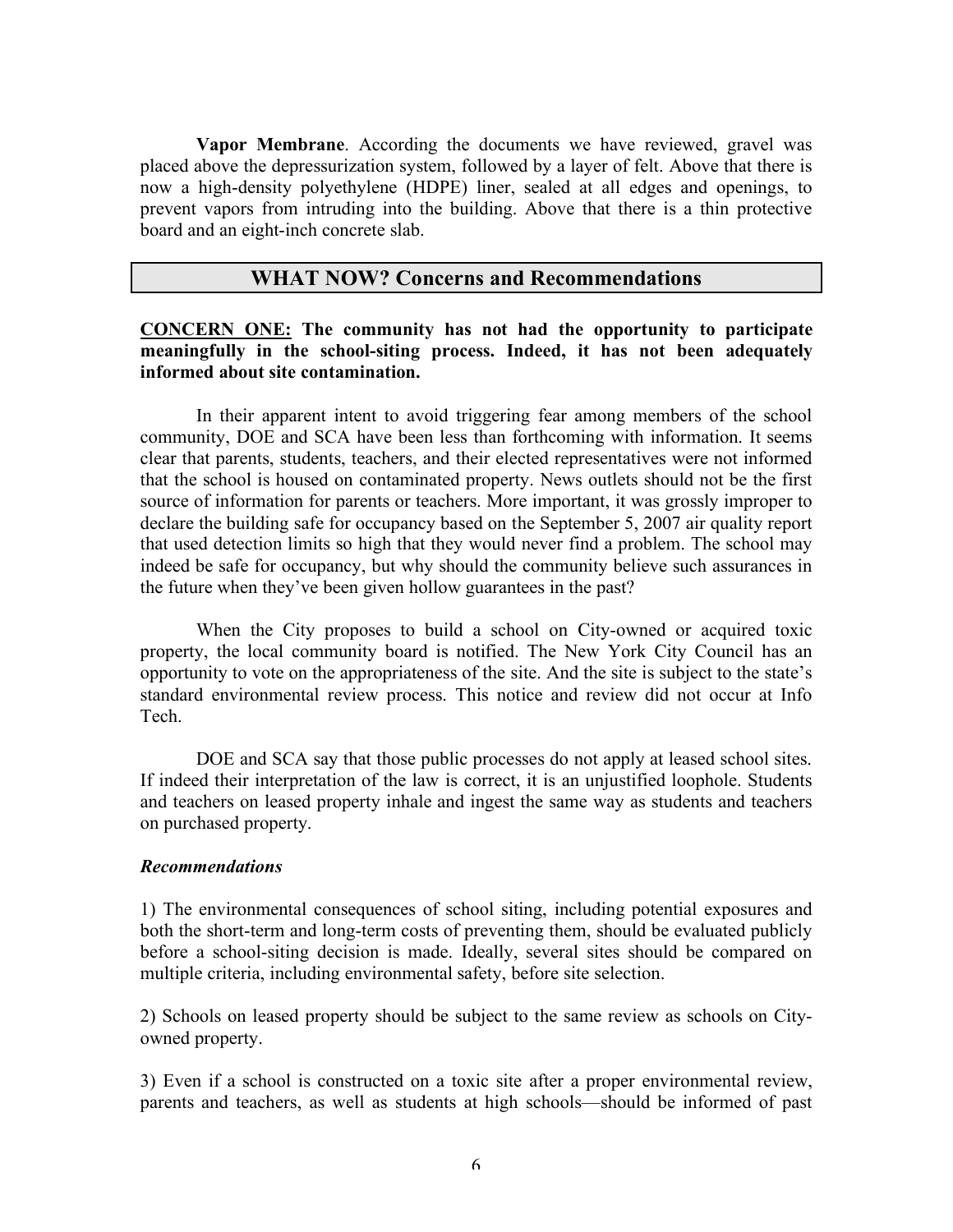**Vapor Membrane**. According the documents we have reviewed, gravel was placed above the depressurization system, followed by a layer of felt. Above that there is now a high-density polyethylene (HDPE) liner, sealed at all edges and openings, to prevent vapors from intruding into the building. Above that there is a thin protective board and an eight-inch concrete slab.

## WHAT NOW? Concerns and Recommendations

**<u>CONCERN ONE:</u> The community has not had the opportunity to participate meaningfully in the school-siting process. Indeed, it has not been adequately informed about site contamination.**

In their apparent intent to avoid triggering fear among members of the school community, DOE and SCA have been less than forthcoming with information. It seems clear that parents, students, teachers, and their elected representatives were not informed that the school is housed on contaminated property. News outlets should not be the first source of information for parents or teachers. More important, it was grossly improper to declare the building safe for occupancy based on the September 5, 2007 air quality report that used detection limits so high that they would never find a problem. The school may indeed be safe for occupancy, but why should the community believe such assurances in the future when they've been given hollow guarantees in the past?

When the City proposes to build a school on City-owned or acquired toxic property, the local community board is notified. The New York City Council has an opportunity to vote on the appropriateness of the site. And the site is subject to the state's standard environmental review process. This notice and review did not occur at Info Tech.

DOE and SCA say that those public processes do not apply at leased school sites. If indeed their interpretation of the law is correct, it is an unjustified loophole. Students and teachers on leased property inhale and ingest the same way as students and teachers on purchased property.

***Recommendations***

1) The environmental consequences of school siting, including potential exposures and both the short-term and long-term costs of preventing them, should be evaluated publicly before a school-siting decision is made. Ideally, several sites should be compared on multiple criteria, including environmental safety, before site selection.

2) Schools on leased property should be subject to the same review as schools on City-owned property.

3) Even if a school is constructed on a toxic site after a proper environmental review, parents and teachers, as well as students at high schools—should be informed of past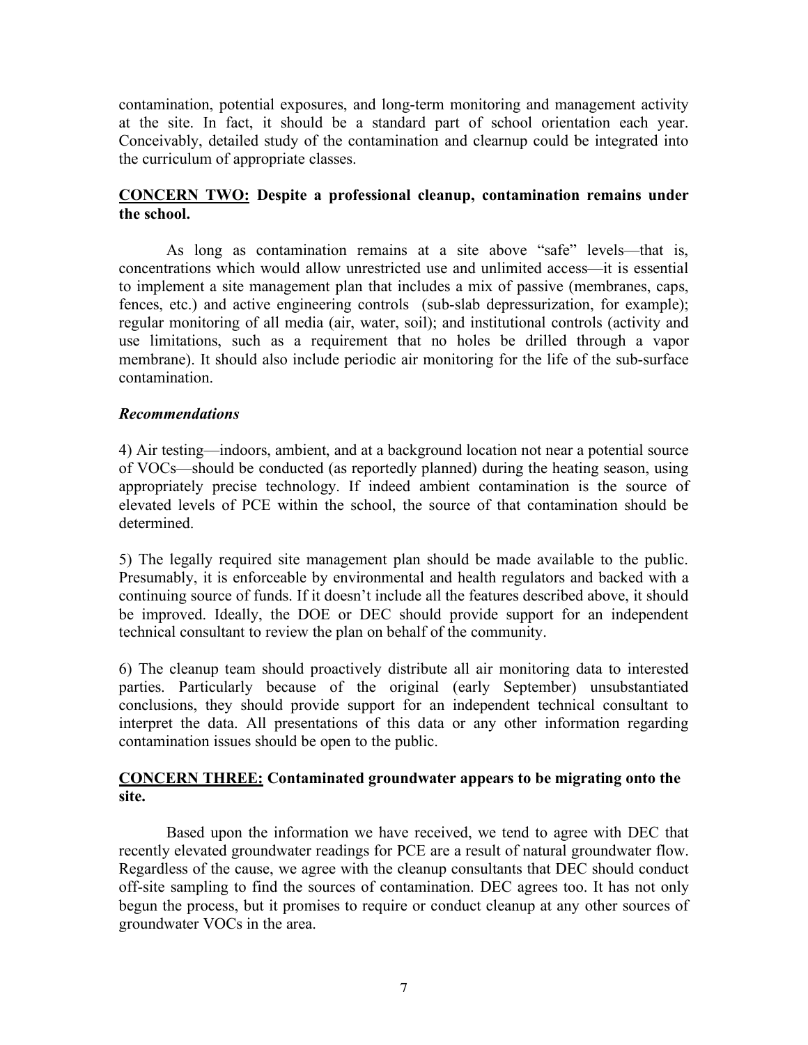contamination, potential exposures, and long-term monitoring and management activity at the site. In fact, it should be a standard part of school orientation each year. Conceivably, detailed study of the contamination and clearnup could be integrated into the curriculum of appropriate classes.

**<u>CONCERN TWO:</u> Despite a professional cleanup, contamination remains under the school.**

As long as contamination remains at a site above "safe" levels—that is, concentrations which would allow unrestricted use and unlimited access—it is essential to implement a site management plan that includes a mix of passive (membranes, caps, fences, etc.) and active engineering controls (sub-slab depressurization, for example); regular monitoring of all media (air, water, soil); and institutional controls (activity and use limitations, such as a requirement that no holes be drilled through a vapor membrane). It should also include periodic air monitoring for the life of the sub-surface contamination.

***Recommendations***

4) Air testing—indoors, ambient, and at a background location not near a potential source of VOCs—should be conducted (as reportedly planned) during the heating season, using appropriately precise technology. If indeed ambient contamination is the source of elevated levels of PCE within the school, the source of that contamination should be determined.

5) The legally required site management plan should be made available to the public. Presumably, it is enforceable by environmental and health regulators and backed with a continuing source of funds. If it doesn't include all the features described above, it should be improved. Ideally, the DOE or DEC should provide support for an independent technical consultant to review the plan on behalf of the community.

6) The cleanup team should proactively distribute all air monitoring data to interested parties. Particularly because of the original (early September) unsubstantiated conclusions, they should provide support for an independent technical consultant to interpret the data. All presentations of this data or any other information regarding contamination issues should be open to the public.

**<u>CONCERN THREE:</u> Contaminated groundwater appears to be migrating onto the site.**

Based upon the information we have received, we tend to agree with DEC that recently elevated groundwater readings for PCE are a result of natural groundwater flow. Regardless of the cause, we agree with the cleanup consultants that DEC should conduct off-site sampling to find the sources of contamination. DEC agrees too. It has not only begun the process, but it promises to require or conduct cleanup at any other sources of groundwater VOCs in the area.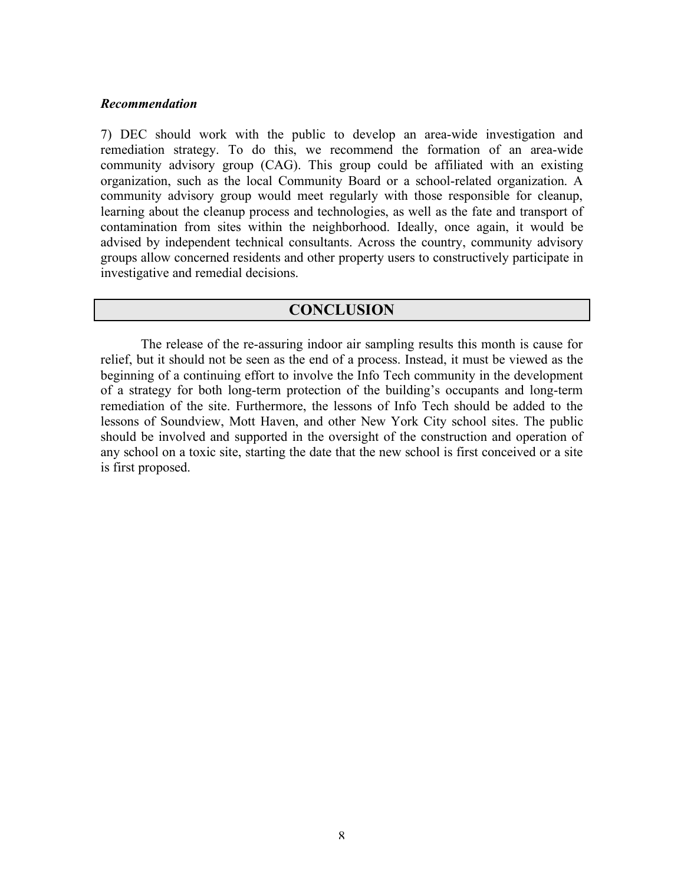***Recommendation***

7) DEC should work with the public to develop an area-wide investigation and remediation strategy. To do this, we recommend the formation of an area-wide community advisory group (CAG). This group could be affiliated with an existing organization, such as the local Community Board or a school-related organization. A community advisory group would meet regularly with those responsible for cleanup, learning about the cleanup process and technologies, as well as the fate and transport of contamination from sites within the neighborhood. Ideally, once again, it would be advised by independent technical consultants. Across the country, community advisory groups allow concerned residents and other property users to constructively participate in investigative and remedial decisions.

## CONCLUSION

The release of the re-assuring indoor air sampling results this month is cause for relief, but it should not be seen as the end of a process. Instead, it must be viewed as the beginning of a continuing effort to involve the Info Tech community in the development of a strategy for both long-term protection of the building's occupants and long-term remediation of the site. Furthermore, the lessons of Info Tech should be added to the lessons of Soundview, Mott Haven, and other New York City school sites. The public should be involved and supported in the oversight of the construction and operation of any school on a toxic site, starting the date that the new school is first conceived or a site is first proposed.